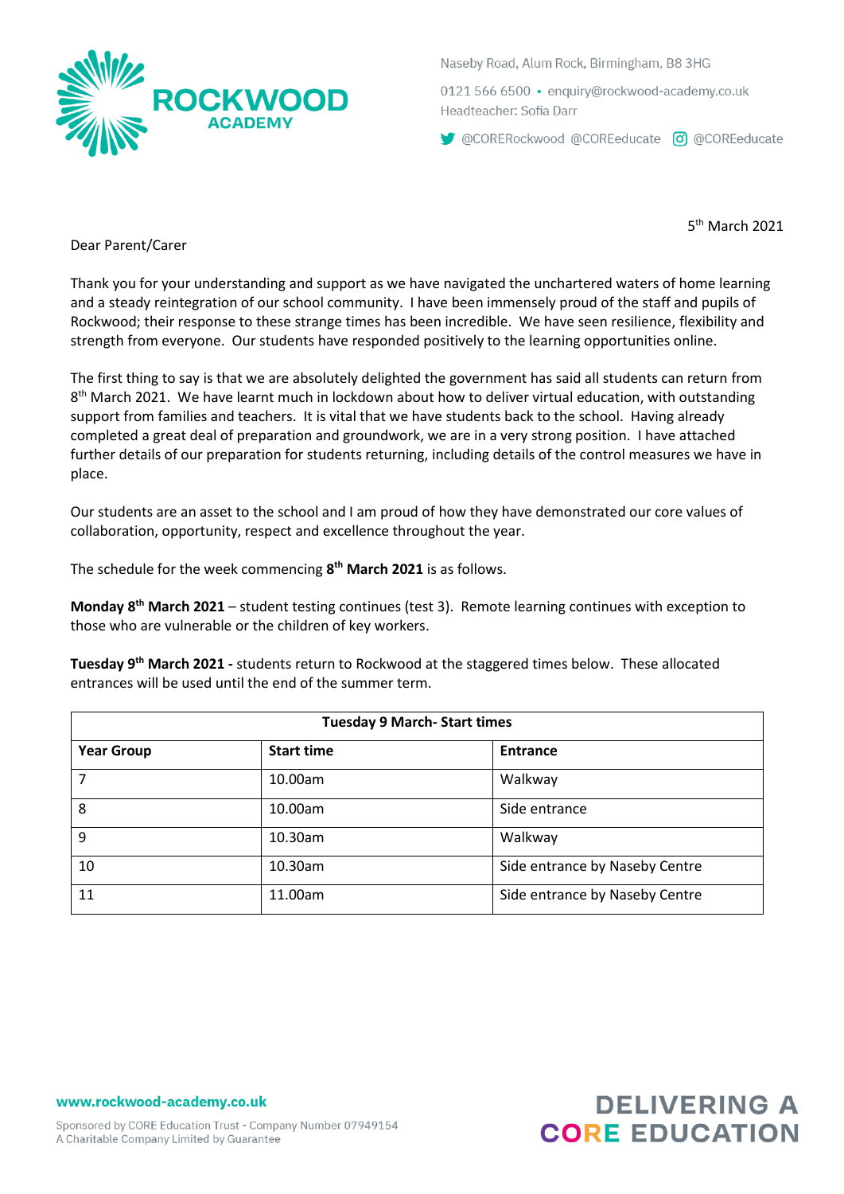# ROCKWOOD ACADEMY

Naseby Road, Alum Rock, Birmingham, B8 3HG

0121 566 6500 • enquiry@rockwood-academy.co.uk

Headteacher: Sofia Darr

@CORERockwood @COREeducate @COREeducate

5th March 2021

Dear Parent/Carer

Thank you for your understanding and support as we have navigated the unchartered waters of home learning and a steady reintegration of our school community. I have been immensely proud of the staff and pupils of Rockwood; their response to these strange times has been incredible. We have seen resilience, flexibility and strength from everyone. Our students have responded positively to the learning opportunities online.

The first thing to say is that we are absolutely delighted the government has said all students can return from 8th March 2021. We have learnt much in lockdown about how to deliver virtual education, with outstanding support from families and teachers. It is vital that we have students back to the school. Having already completed a great deal of preparation and groundwork, we are in a very strong position. I have attached further details of our preparation for students returning, including details of the control measures we have in place.

Our students are an asset to the school and I am proud of how they have demonstrated our core values of collaboration, opportunity, respect and excellence throughout the year.

The schedule for the week commencing **8th March 2021** is as follows.

**Monday 8th March 2021** – student testing continues (test 3). Remote learning continues with exception to those who are vulnerable or the children of key workers.

**Tuesday 9th March 2021 -** students return to Rockwood at the staggered times below. These allocated entrances will be used until the end of the summer term.

| **Tuesday 9 March- Start times** | | |
|---|---|---|
| **Year Group** | **Start time** | **Entrance** |
| 7 | 10.00am | Walkway |
| 8 | 10.00am | Side entrance |
| 9 | 10.30am | Walkway |
| 10 | 10.30am | Side entrance by Naseby Centre |
| 11 | 11.00am | Side entrance by Naseby Centre |

www.rockwood-academy.co.uk

Sponsored by CORE Education Trust - Company Number 07949154
A Charitable Company Limited by Guarantee

DELIVERING A CORE EDUCATION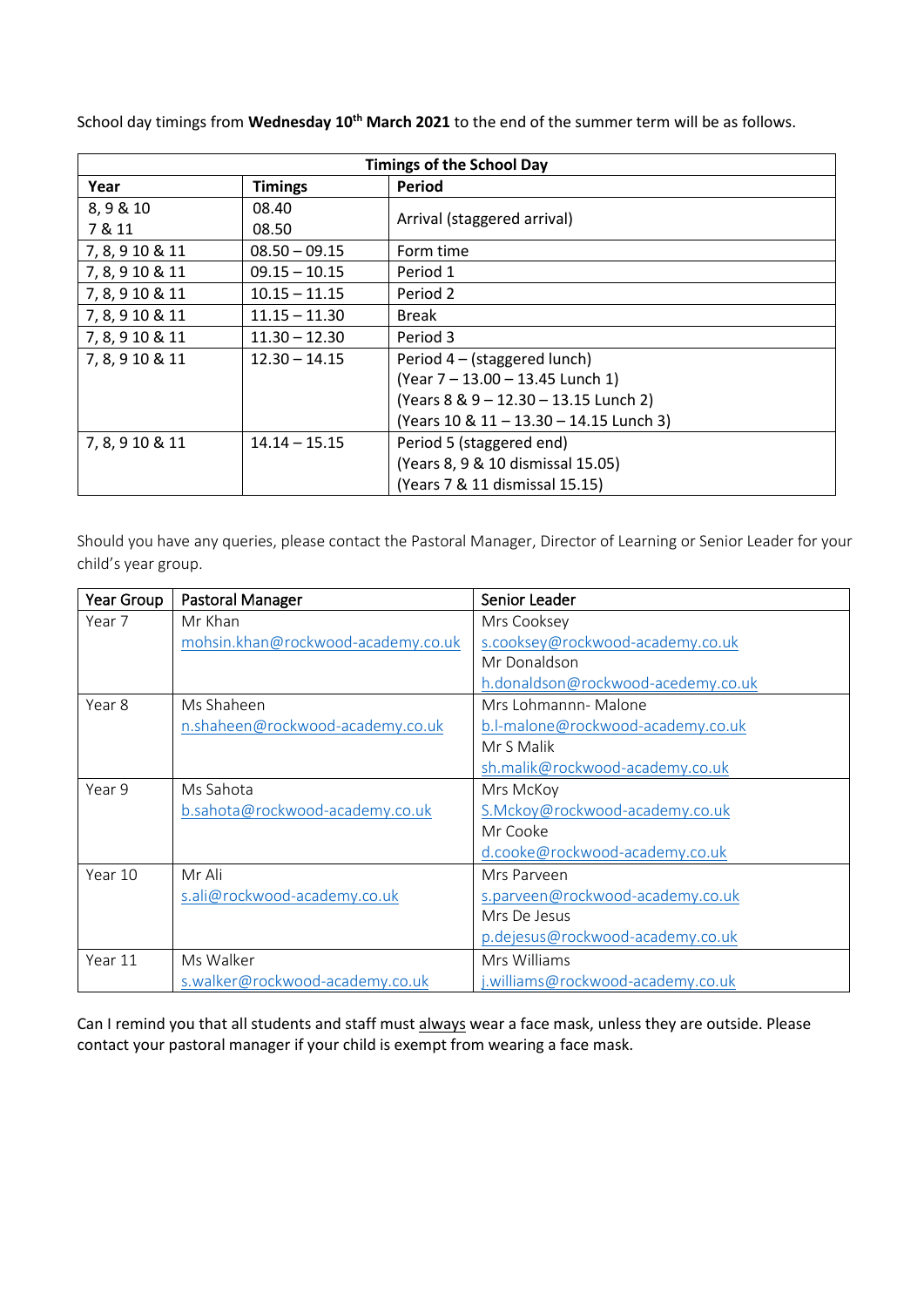School day timings from **Wednesday 10th March 2021** to the end of the summer term will be as follows.

| **Timings of the School Day** | | |
|---|---|---|
| **Year** | **Timings** | **Period** |
| 8, 9 & 10<br>7 & 11 | 08.40<br>08.50 | Arrival (staggered arrival) |
| 7, 8, 9 10 & 11 | 08.50 – 09.15 | Form time |
| 7, 8, 9 10 & 11 | 09.15 – 10.15 | Period 1 |
| 7, 8, 9 10 & 11 | 10.15 – 11.15 | Period 2 |
| 7, 8, 9 10 & 11 | 11.15 – 11.30 | Break |
| 7, 8, 9 10 & 11 | 11.30 – 12.30 | Period 3 |
| 7, 8, 9 10 & 11 | 12.30 – 14.15 | Period 4 – (staggered lunch)<br>(Year 7 – 13.00 – 13.45 Lunch 1)<br>(Years 8 & 9 – 12.30 – 13.15 Lunch 2)<br>(Years 10 & 11 – 13.30 – 14.15 Lunch 3) |
| 7, 8, 9 10 & 11 | 14.14 – 15.15 | Period 5 (staggered end)<br>(Years 8, 9 & 10 dismissal 15.05)<br>(Years 7 & 11 dismissal 15.15) |

Should you have any queries, please contact the Pastoral Manager, Director of Learning or Senior Leader for your child's year group.

| Year Group | Pastoral Manager | Senior Leader |
|---|---|---|
| Year 7 | Mr Khan<br>mohsin.khan@rockwood-academy.co.uk | Mrs Cooksey<br>s.cooksey@rockwood-academy.co.uk<br>Mr Donaldson<br>h.donaldson@rockwood-acedemy.co.uk |
| Year 8 | Ms Shaheen<br>n.shaheen@rockwood-academy.co.uk | Mrs Lohmannn- Malone<br>b.l-malone@rockwood-academy.co.uk<br>Mr S Malik<br>sh.malik@rockwood-academy.co.uk |
| Year 9 | Ms Sahota<br>b.sahota@rockwood-academy.co.uk | Mrs McKoy<br>S.Mckoy@rockwood-academy.co.uk<br>Mr Cooke<br>d.cooke@rockwood-academy.co.uk |
| Year 10 | Mr Ali<br>s.ali@rockwood-academy.co.uk | Mrs Parveen<br>s.parveen@rockwood-academy.co.uk<br>Mrs De Jesus<br>p.dejesus@rockwood-academy.co.uk |
| Year 11 | Ms Walker<br>s.walker@rockwood-academy.co.uk | Mrs Williams<br>j.williams@rockwood-academy.co.uk |

Can I remind you that all students and staff must always wear a face mask, unless they are outside. Please contact your pastoral manager if your child is exempt from wearing a face mask.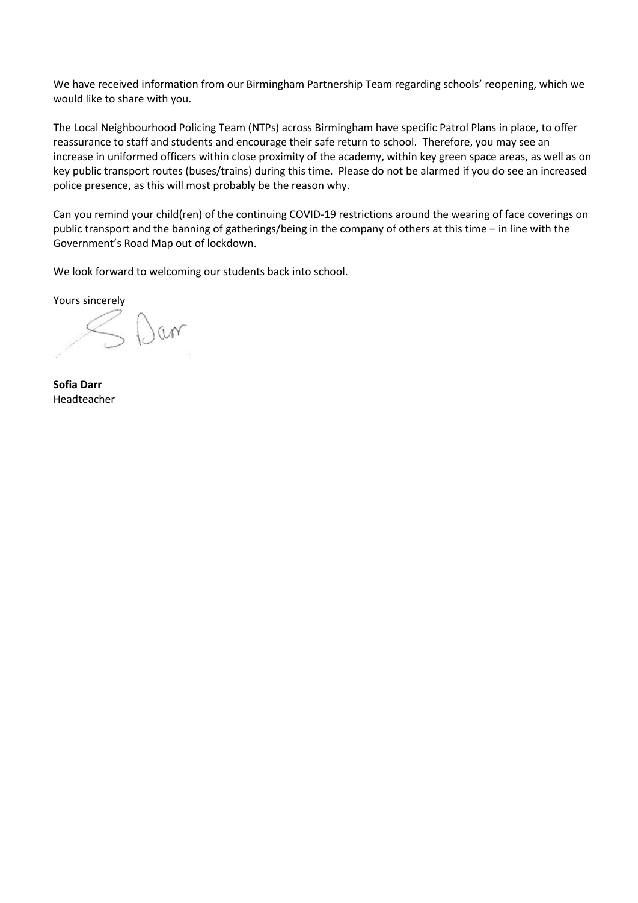We have received information from our Birmingham Partnership Team regarding schools' reopening, which we would like to share with you.

The Local Neighbourhood Policing Team (NTPs) across Birmingham have specific Patrol Plans in place, to offer reassurance to staff and students and encourage their safe return to school. Therefore, you may see an increase in uniformed officers within close proximity of the academy, within key green space areas, as well as on key public transport routes (buses/trains) during this time. Please do not be alarmed if you do see an increased police presence, as this will most probably be the reason why.

Can you remind your child(ren) of the continuing COVID-19 restrictions around the wearing of face coverings on public transport and the banning of gatherings/being in the company of others at this time – in line with the Government's Road Map out of lockdown.

We look forward to welcoming our students back into school.

Yours sincerely

S Darr

**Sofia Darr**
Headteacher